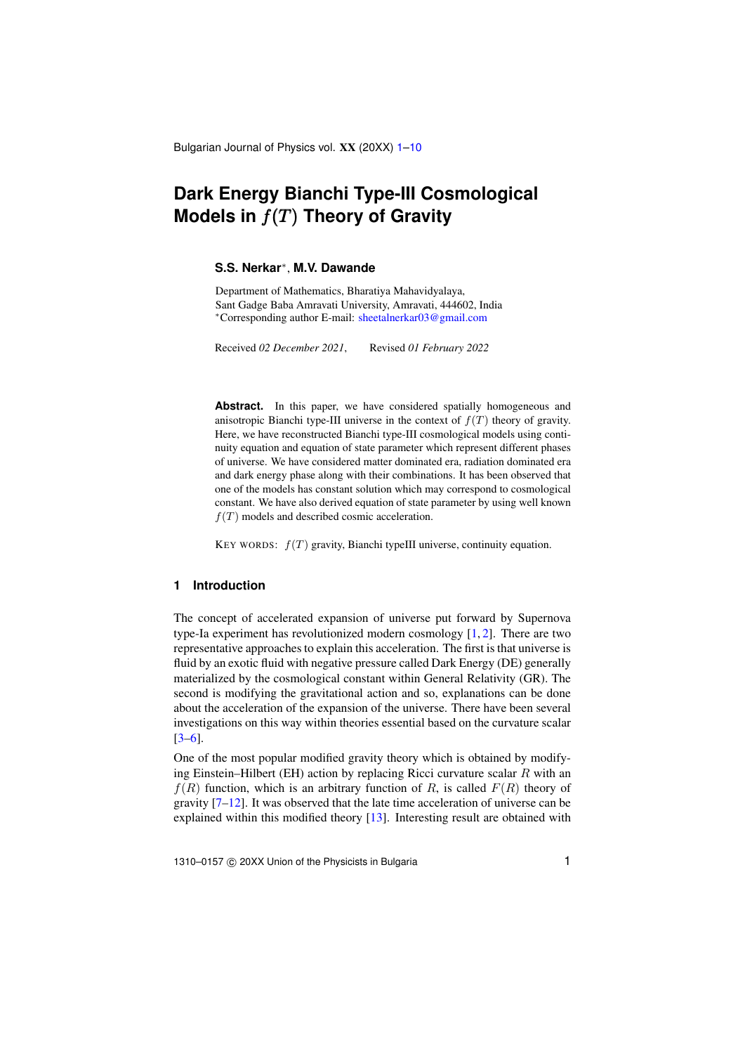# Dark Energy Bianchi Type-III Cosmological Models in $f(T)$ Theory of Gravity

**S.S. Nerkar**[*], **M.V. Dawande**

Department of Mathematics, Bharatiya Mahavidyalaya,
Sant Gadge Baba Amravati University, Amravati, 444602, India
[*]Corresponding author E-mail: sheetalnerkar03@gmail.com

Received *02 December 2021*, Revised *01 February 2022*

**Abstract.** In this paper, we have considered spatially homogeneous and anisotropic Bianchi type-III universe in the context of $f(T)$ theory of gravity. Here, we have reconstructed Bianchi type-III cosmological models using continuity equation and equation of state parameter which represent different phases of universe. We have considered matter dominated era, radiation dominated era and dark energy phase along with their combinations. It has been observed that one of the models has constant solution which may correspond to cosmological constant. We have also derived equation of state parameter by using well known $f(T)$ models and described cosmic acceleration.

KEY WORDS: $f(T)$ gravity, Bianchi typeIII universe, continuity equation.

## 1 Introduction

The concept of accelerated expansion of universe put forward by Supernova type-Ia experiment has revolutionized modern cosmology [1, 2]. There are two representative approaches to explain this acceleration. The first is that universe is fluid by an exotic fluid with negative pressure called Dark Energy (DE) generally materialized by the cosmological constant within General Relativity (GR). The second is modifying the gravitational action and so, explanations can be done about the acceleration of the expansion of the universe. There have been several investigations on this way within theories essential based on the curvature scalar [3–6].

One of the most popular modified gravity theory which is obtained by modifying Einstein–Hilbert (EH) action by replacing Ricci curvature scalar $R$ with an $f(R)$ function, which is an arbitrary function of $R$, is called $F(R)$ theory of gravity [7–12]. It was observed that the late time acceleration of universe can be explained within this modified theory [13]. Interesting result are obtained with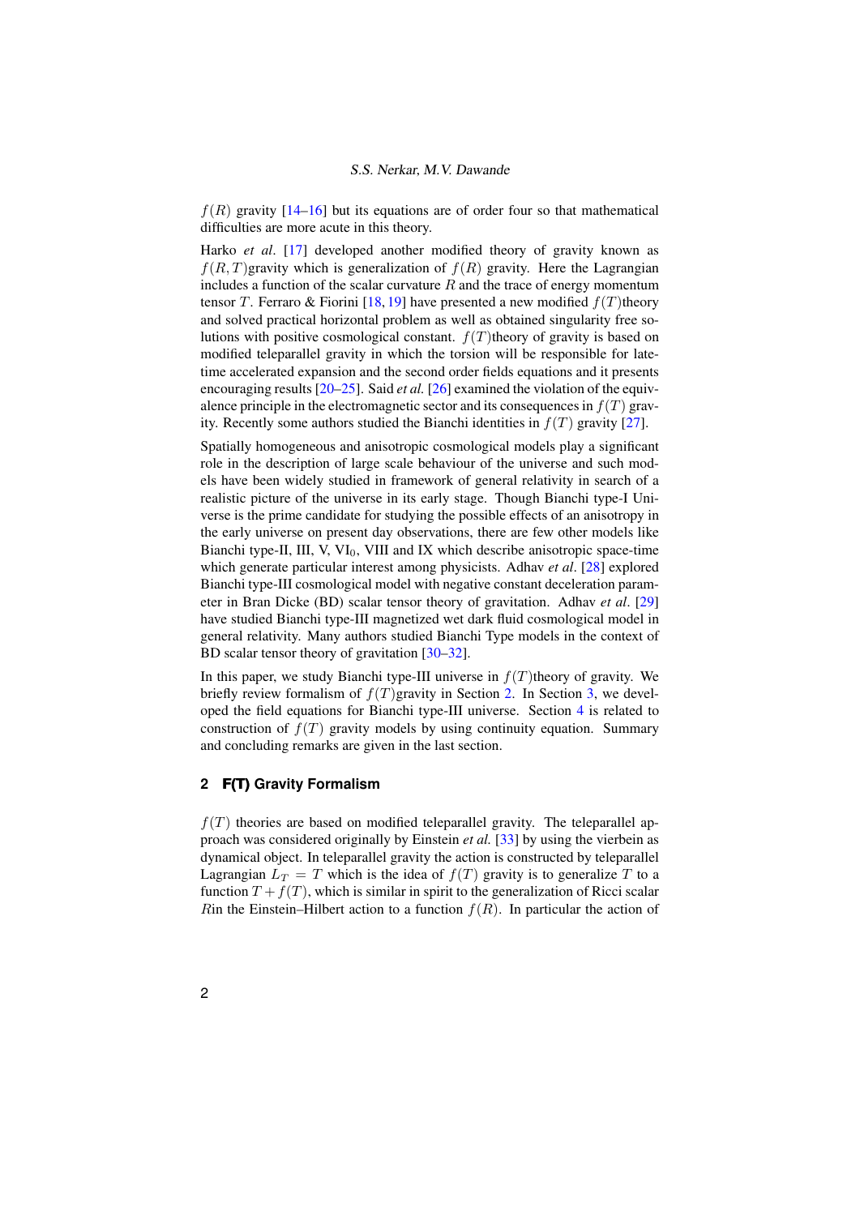$f(R)$ gravity [14–16] but its equations are of order four so that mathematical difficulties are more acute in this theory.

Harko *et al*. [17] developed another modified theory of gravity known as $f(R,T)$gravity which is generalization of $f(R)$ gravity. Here the Lagrangian includes a function of the scalar curvature $R$ and the trace of energy momentum tensor $T$. Ferraro & Fiorini [18, 19] have presented a new modified $f(T)$theory and solved practical horizontal problem as well as obtained singularity free solutions with positive cosmological constant. $f(T)$theory of gravity is based on modified teleparallel gravity in which the torsion will be responsible for late-time accelerated expansion and the second order fields equations and it presents encouraging results [20–25]. Said *et al.* [26] examined the violation of the equivalence principle in the electromagnetic sector and its consequences in $f(T)$ gravity. Recently some authors studied the Bianchi identities in $f(T)$ gravity [27].

Spatially homogeneous and anisotropic cosmological models play a significant role in the description of large scale behaviour of the universe and such models have been widely studied in framework of general relativity in search of a realistic picture of the universe in its early stage. Though Bianchi type-I Universe is the prime candidate for studying the possible effects of an anisotropy in the early universe on present day observations, there are few other models like Bianchi type-II, III, V, $VI_0$, VIII and IX which describe anisotropic space-time which generate particular interest among physicists. Adhav *et al*. [28] explored Bianchi type-III cosmological model with negative constant deceleration parameter in Bran Dicke (BD) scalar tensor theory of gravitation. Adhav *et al*. [29] have studied Bianchi type-III magnetized wet dark fluid cosmological model in general relativity. Many authors studied Bianchi Type models in the context of BD scalar tensor theory of gravitation [30–32].

In this paper, we study Bianchi type-III universe in $f(T)$theory of gravity. We briefly review formalism of $f(T)$gravity in Section 2. In Section 3, we developed the field equations for Bianchi type-III universe. Section 4 is related to construction of $f(T)$ gravity models by using continuity equation. Summary and concluding remarks are given in the last section.

## 2 F(T) Gravity Formalism

$f(T)$ theories are based on modified teleparallel gravity. The teleparallel approach was considered originally by Einstein *et al.* [33] by using the vierbein as dynamical object. In teleparallel gravity the action is constructed by teleparallel Lagrangian $L_T = T$ which is the idea of $f(T)$ gravity is to generalize $T$ to a function $T + f(T)$, which is similar in spirit to the generalization of Ricci scalar $R$in the Einstein–Hilbert action to a function $f(R)$. In particular the action of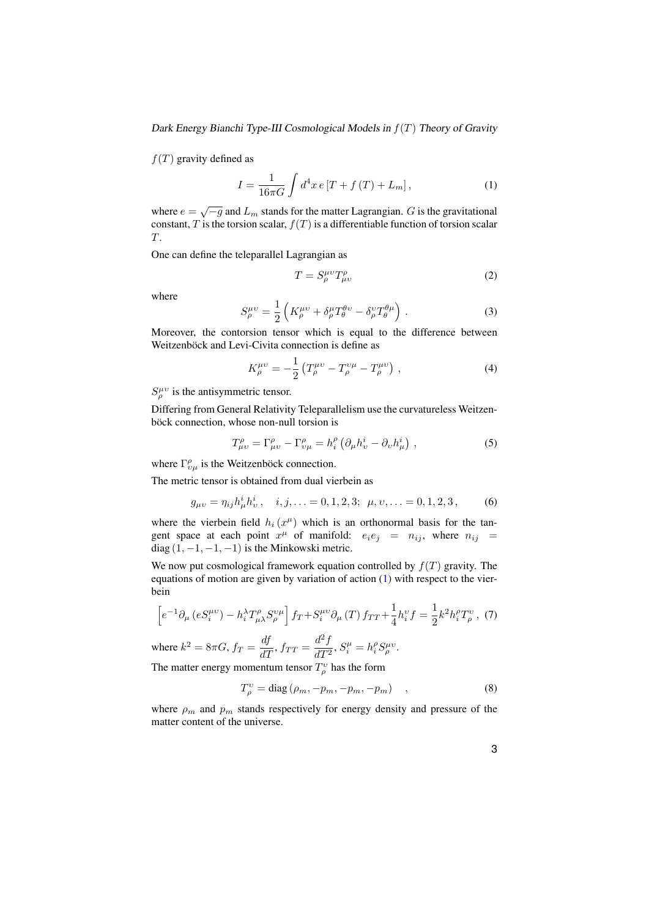$f(T)$ gravity defined as

$$I = \frac{1}{16\pi G} \int d^4x \, e \left[ T + f\left(T\right) + L_m \right], \tag{1}$$

where $e = \sqrt{-g}$ and $L_m$ stands for the matter Lagrangian. $G$ is the gravitational constant, $T$ is the torsion scalar, $f(T)$ is a differentiable function of torsion scalar $T$.

One can define the teleparallel Lagrangian as

$$T = S_\rho^{\mu\upsilon} T_{\mu\upsilon}^\rho \tag{2}$$

where

$$S_\rho^{\mu\upsilon} = \frac{1}{2} \left( K_\rho^{\mu\upsilon} + \delta_\rho^\mu T_\theta^{\theta\upsilon} - \delta_\rho^\upsilon T_\theta^{\theta\mu} \right) . \tag{3}$$

Moreover, the contorsion tensor which is equal to the difference between Weitzenböck and Levi-Civita connection is define as

$$K_\rho^{\mu\upsilon} = -\frac{1}{2} \left( T_\rho^{\mu\upsilon} - T_\rho^{\upsilon\mu} - T_\rho^{\mu\upsilon} \right) , \tag{4}$$

$S_\rho^{\mu\upsilon}$ is the antisymmetric tensor.

Differing from General Relativity Teleparallelism use the curvatureless Weitzenböck connection, whose non-null torsion is

$$T_{\mu\upsilon}^\rho = \Gamma_{\mu\upsilon}^\rho - \Gamma_{\upsilon\mu}^\rho = h_i^\rho \left( \partial_\mu h_\upsilon^i - \partial_\upsilon h_\mu^i \right) , \tag{5}$$

where $\Gamma_{\upsilon\mu}^\rho$ is the Weitzenböck connection.

The metric tensor is obtained from dual vierbein as

$$g_{\mu\upsilon} = \eta_{ij} h_\mu^i h_\upsilon^i , \quad i, j, \ldots = 0, 1, 2, 3; \;\; \mu, \upsilon, \ldots = 0, 1, 2, 3 , \tag{6}$$

where the vierbein field $h_i\left(x^\mu\right)$ which is an orthonormal basis for the tangent space at each point $x^\mu$ of manifold: $e_i e_j = n_{ij}$, where $n_{ij} = \mathrm{diag}\left(1, -1, -1, -1\right)$ is the Minkowski metric.

We now put cosmological framework equation controlled by $f(T)$ gravity. The equations of motion are given by variation of action (1) with respect to the vierbein

$$\left[ e^{-1} \partial_\mu \left( e S_i^{\mu\upsilon} \right) - h_i^\lambda T_{\mu\lambda}^\rho S_\rho^{\upsilon\mu} \right] f_T + S_i^{\mu\upsilon} \partial_\mu \left(T\right) f_{TT} + \frac{1}{4} h_i^\upsilon f = \frac{1}{2} k^2 h_i^\rho T_\rho^\upsilon , \tag{7}$$

where $k^2 = 8\pi G$, $f_T = \dfrac{df}{dT}$, $f_{TT} = \dfrac{d^2 f}{dT^2}$, $S_i^\mu = h_i^\rho S_\rho^{\mu\upsilon}$.

The matter energy momentum tensor $T_\rho^\upsilon$ has the form

$$T_\rho^\upsilon = \mathrm{diag}\left( \rho_m, -p_m, -p_m, -p_m \right) \quad , \tag{8}$$

where $\rho_m$ and $p_m$ stands respectively for energy density and pressure of the matter content of the universe.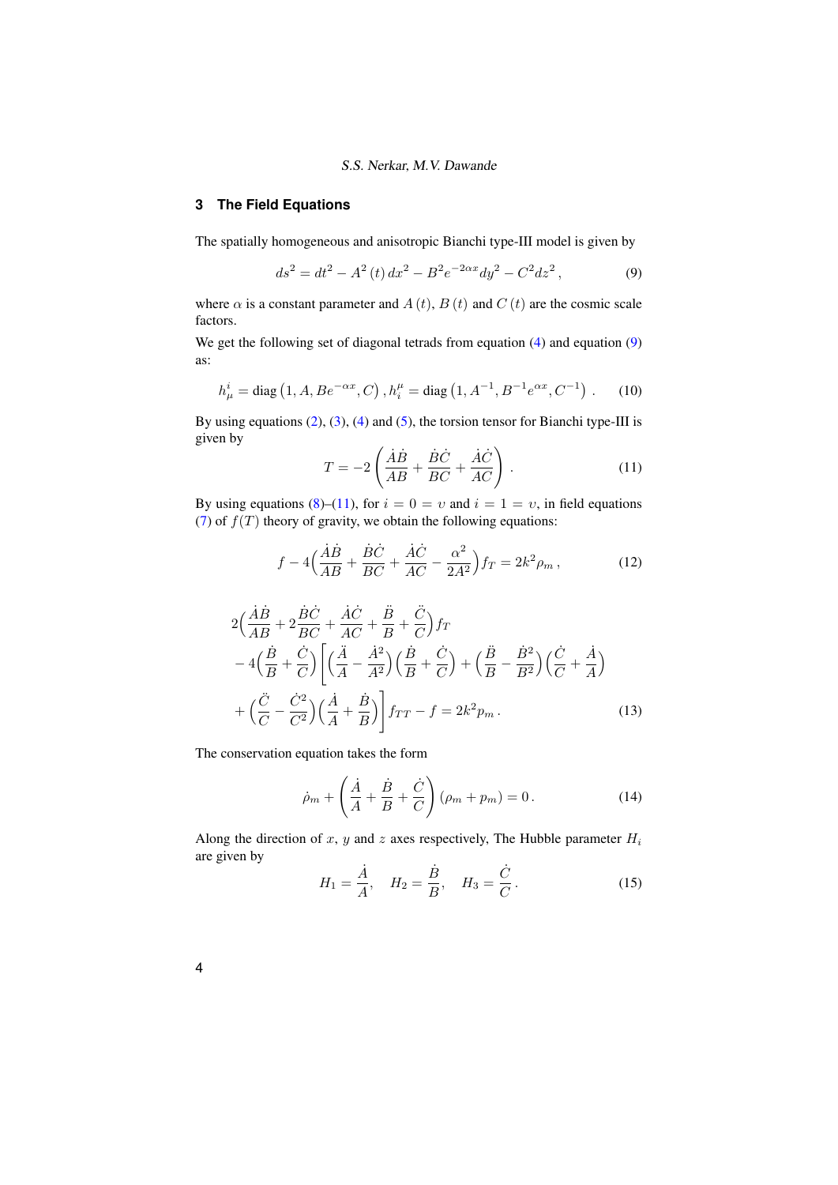## 3 The Field Equations

The spatially homogeneous and anisotropic Bianchi type-III model is given by

$$ds^2 = dt^2 - A^2(t)\,dx^2 - B^2 e^{-2\alpha x} dy^2 - C^2 dz^2\,, \tag{9}$$

where $\alpha$ is a constant parameter and $A(t)$, $B(t)$ and $C(t)$ are the cosmic scale factors.

We get the following set of diagonal tetrads from equation (4) and equation (9) as:

$$h^i_\mu = \operatorname{diag}\left(1, A, Be^{-\alpha x}, C\right), h^\mu_i = \operatorname{diag}\left(1, A^{-1}, B^{-1}e^{\alpha x}, C^{-1}\right)\,. \tag{10}$$

By using equations (2), (3), (4) and (5), the torsion tensor for Bianchi type-III is given by

$$T = -2\left(\frac{\dot{A}\dot{B}}{AB} + \frac{\dot{B}\dot{C}}{BC} + \frac{\dot{A}\dot{C}}{AC}\right)\,. \tag{11}$$

By using equations (8)–(11), for $i = 0 = \upsilon$ and $i = 1 = \upsilon$, in field equations (7) of $f(T)$ theory of gravity, we obtain the following equations:

$$f - 4\Big(\frac{\dot{A}\dot{B}}{AB} + \frac{\dot{B}\dot{C}}{BC} + \frac{\dot{A}\dot{C}}{AC} - \frac{\alpha^2}{2A^2}\Big)f_T = 2k^2\rho_m\,, \tag{12}$$

$$\begin{aligned}
&2\Big(\frac{\dot{A}\dot{B}}{AB} + 2\frac{\dot{B}\dot{C}}{BC} + \frac{\dot{A}\dot{C}}{AC} + \frac{\ddot{B}}{B} + \frac{\ddot{C}}{C}\Big)f_T \\
&- 4\Big(\frac{\dot{B}}{B} + \frac{\dot{C}}{C}\Big)\Bigg[\Big(\frac{\ddot{A}}{A} - \frac{\dot{A}^2}{A^2}\Big)\Big(\frac{\dot{B}}{B} + \frac{\dot{C}}{C}\Big) + \Big(\frac{\ddot{B}}{B} - \frac{\dot{B}^2}{B^2}\Big)\Big(\frac{\dot{C}}{C} + \frac{\dot{A}}{A}\Big) \\
&+ \Big(\frac{\ddot{C}}{C} - \frac{\dot{C}^2}{C^2}\Big)\Big(\frac{\dot{A}}{A} + \frac{\dot{B}}{B}\Big)\Bigg]f_{TT} - f = 2k^2 p_m\,.
\end{aligned} \tag{13}$$

The conservation equation takes the form

$$\dot{\rho}_m + \left(\frac{\dot{A}}{A} + \frac{\dot{B}}{B} + \frac{\dot{C}}{C}\right)(\rho_m + p_m) = 0\,. \tag{14}$$

Along the direction of $x$, $y$ and $z$ axes respectively, The Hubble parameter $H_i$ are given by

$$H_1 = \frac{\dot{A}}{A}, \quad H_2 = \frac{\dot{B}}{B}, \quad H_3 = \frac{\dot{C}}{C}\,. \tag{15}$$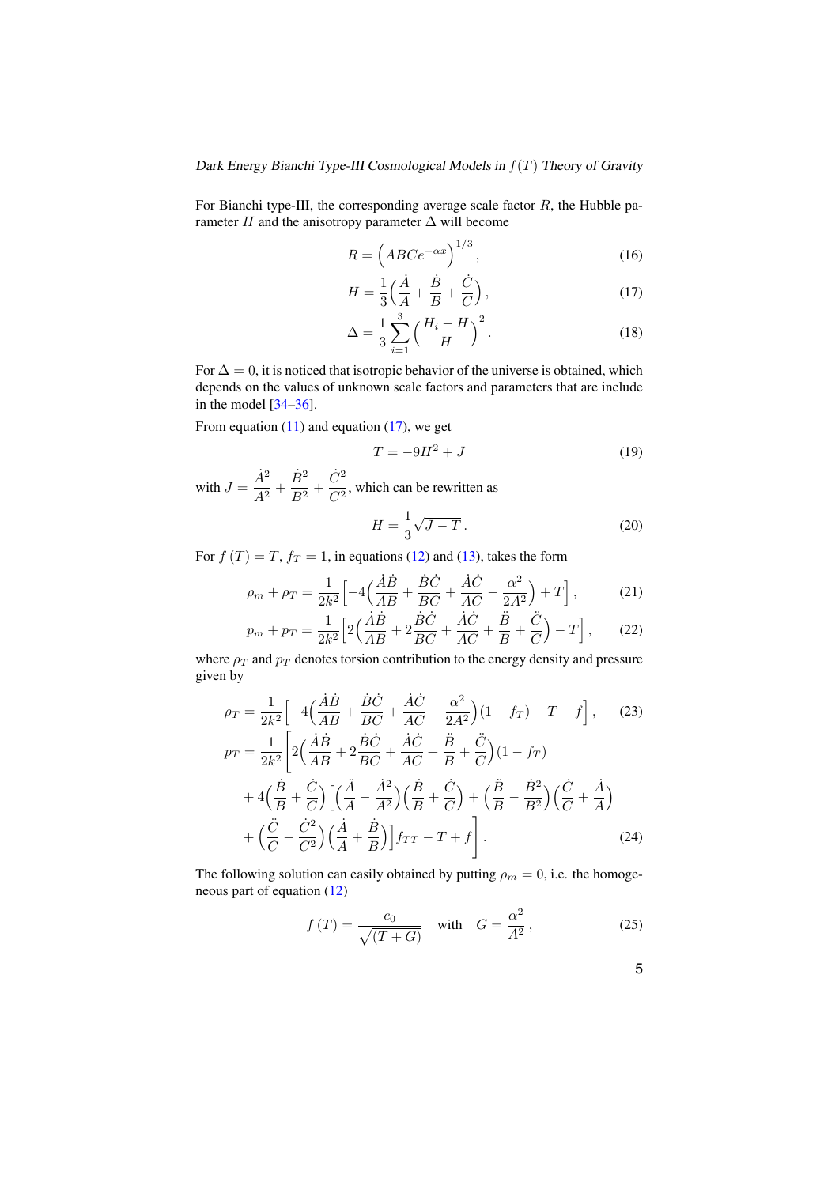For Bianchi type-III, the corresponding average scale factor $R$, the Hubble parameter $H$ and the anisotropy parameter $\Delta$ will become

$$R = \Big(ABCe^{-\alpha x}\Big)^{1/3}, \tag{16}$$

$$H = \frac{1}{3}\Big(\frac{\dot{A}}{A} + \frac{\dot{B}}{B} + \frac{\dot{C}}{C}\Big), \tag{17}$$

$$\Delta = \frac{1}{3}\sum_{i=1}^{3}\Big(\frac{H_i - H}{H}\Big)^2. \tag{18}$$

For $\Delta = 0$, it is noticed that isotropic behavior of the universe is obtained, which depends on the values of unknown scale factors and parameters that are include in the model [34–36].

From equation (11) and equation (17), we get

$$T = -9H^2 + J \tag{19}$$

with $J = \dfrac{\dot{A}^2}{A^2} + \dfrac{\dot{B}^2}{B^2} + \dfrac{\dot{C}^2}{C^2}$, which can be rewritten as

$$H = \frac{1}{3}\sqrt{J - T}\,. \tag{20}$$

For $f(T) = T$, $f_T = 1$, in equations (12) and (13), takes the form

$$\rho_m + \rho_T = \frac{1}{2k^2}\Big[-4\Big(\frac{\dot{A}\dot{B}}{AB} + \frac{\dot{B}\dot{C}}{BC} + \frac{\dot{A}\dot{C}}{AC} - \frac{\alpha^2}{2A^2}\Big) + T\Big], \tag{21}$$

$$p_m + p_T = \frac{1}{2k^2}\Big[2\Big(\frac{\dot{A}\dot{B}}{AB} + 2\frac{\dot{B}\dot{C}}{BC} + \frac{\dot{A}\dot{C}}{AC} + \frac{\ddot{B}}{B} + \frac{\ddot{C}}{C}\Big) - T\Big], \tag{22}$$

where $\rho_T$ and $p_T$ denotes torsion contribution to the energy density and pressure given by

$$\rho_T = \frac{1}{2k^2}\Big[-4\Big(\frac{\dot{A}\dot{B}}{AB} + \frac{\dot{B}\dot{C}}{BC} + \frac{\dot{A}\dot{C}}{AC} - \frac{\alpha^2}{2A^2}\Big)(1 - f_T) + T - f\Big], \tag{23}$$

$$\begin{aligned}
p_T = \frac{1}{2k^2}\Bigg[&2\Big(\frac{\dot{A}\dot{B}}{AB} + 2\frac{\dot{B}\dot{C}}{BC} + \frac{\dot{A}\dot{C}}{AC} + \frac{\ddot{B}}{B} + \frac{\ddot{C}}{C}\Big)(1 - f_T) \\
&+ 4\Big(\frac{\dot{B}}{B} + \frac{\dot{C}}{C}\Big)\Big[\Big(\frac{\ddot{A}}{A} - \frac{\dot{A}^2}{A^2}\Big)\Big(\frac{\dot{B}}{B} + \frac{\dot{C}}{C}\Big) + \Big(\frac{\ddot{B}}{B} - \frac{\dot{B}^2}{B^2}\Big)\Big(\frac{\dot{C}}{C} + \frac{\dot{A}}{A}\Big) \\
&+ \Big(\frac{\ddot{C}}{C} - \frac{\dot{C}^2}{C^2}\Big)\Big(\frac{\dot{A}}{A} + \frac{\dot{B}}{B}\Big)\Big] f_{TT} - T + f\Bigg].
\end{aligned} \tag{24}$$

The following solution can easily obtained by putting $\rho_m = 0$, i.e. the homogeneous part of equation (12)

$$f(T) = \frac{c_0}{\sqrt{(T + G)}} \quad \text{with} \quad G = \frac{\alpha^2}{A^2}, \tag{25}$$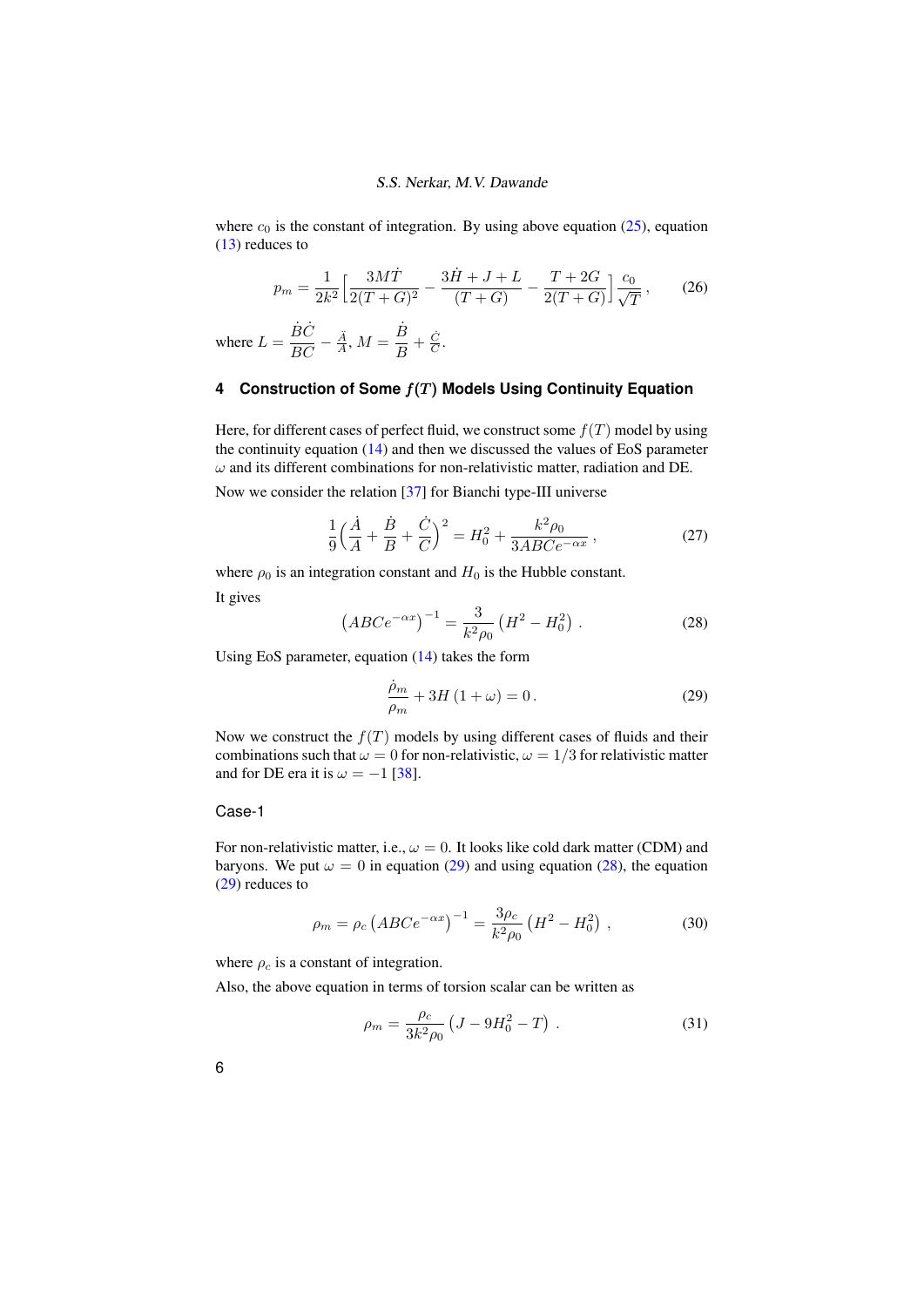where $c_0$ is the constant of integration. By using above equation (25), equation (13) reduces to

$$p_m = \frac{1}{2k^2}\Big[\frac{3M\dot{T}}{2(T+G)^2} - \frac{3\dot{H}+J+L}{(T+G)} - \frac{T+2G}{2(T+G)}\Big]\frac{c_0}{\sqrt{T}}\,, \tag{26}$$

where $L = \frac{\dot{B}\dot{C}}{BC} - \frac{\ddot{A}}{A}$, $M = \frac{\dot{B}}{B} + \frac{\dot{C}}{C}$.

## 4 Construction of Some $f(T)$ Models Using Continuity Equation

Here, for different cases of perfect fluid, we construct some $f(T)$ model by using the continuity equation (14) and then we discussed the values of EoS parameter $\omega$ and its different combinations for non-relativistic matter, radiation and DE.

Now we consider the relation [37] for Bianchi type-III universe

$$\frac{1}{9}\Big(\frac{\dot{A}}{A} + \frac{\dot{B}}{B} + \frac{\dot{C}}{C}\Big)^2 = H_0^2 + \frac{k^2\rho_0}{3ABCe^{-\alpha x}}\,, \tag{27}$$

where $\rho_0$ is an integration constant and $H_0$ is the Hubble constant.

It gives

$$\left(ABCe^{-\alpha x}\right)^{-1} = \frac{3}{k^2\rho_0}\left(H^2 - H_0^2\right)\,. \tag{28}$$

Using EoS parameter, equation (14) takes the form

$$\frac{\dot{\rho}_m}{\rho_m} + 3H\left(1+\omega\right) = 0\,. \tag{29}$$

Now we construct the $f(T)$ models by using different cases of fluids and their combinations such that $\omega = 0$ for non-relativistic, $\omega = 1/3$ for relativistic matter and for DE era it is $\omega = -1$ [38].

### Case-1

For non-relativistic matter, i.e., $\omega = 0$. It looks like cold dark matter (CDM) and baryons. We put $\omega = 0$ in equation (29) and using equation (28), the equation (29) reduces to

$$\rho_m = \rho_c\left(ABCe^{-\alpha x}\right)^{-1} = \frac{3\rho_c}{k^2\rho_0}\left(H^2 - H_0^2\right)\,, \tag{30}$$

where $\rho_c$ is a constant of integration.

Also, the above equation in terms of torsion scalar can be written as

$$\rho_m = \frac{\rho_c}{3k^2\rho_0}\left(J - 9H_0^2 - T\right)\,. \tag{31}$$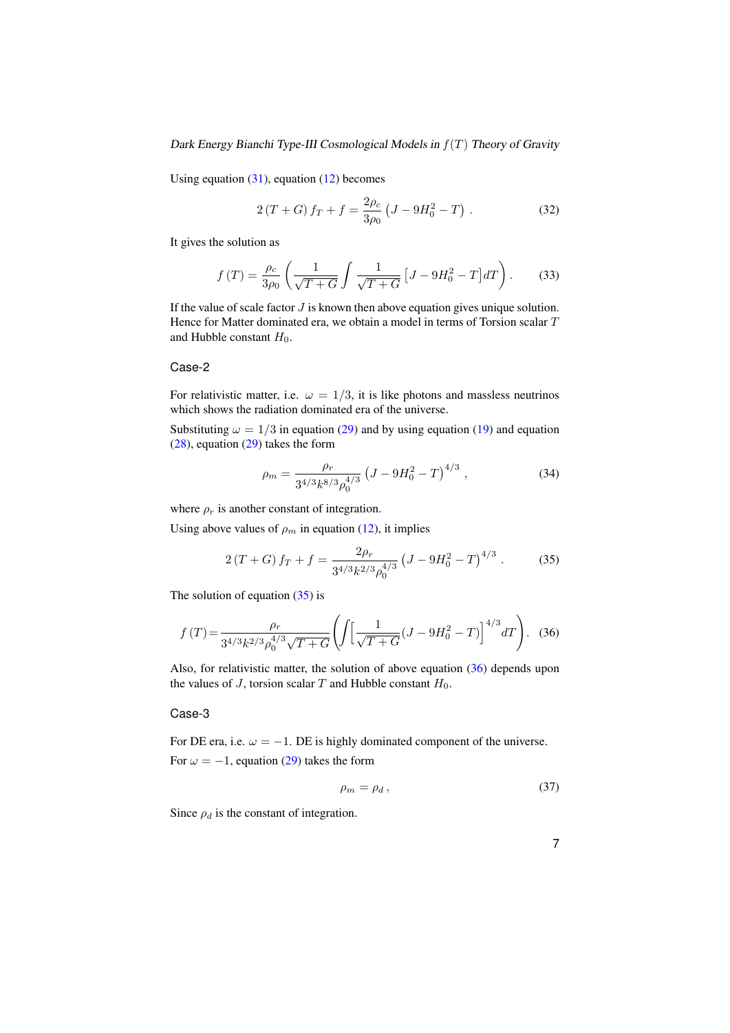Using equation (31), equation (12) becomes

$$2\left(T+G\right)f_T+f=\frac{2\rho_c}{3\rho_0}\left(J-9H_0^2-T\right)\,. \tag{32}$$

It gives the solution as

$$f\left(T\right)=\frac{\rho_c}{3\rho_0}\left(\frac{1}{\sqrt{T+G}}\int\frac{1}{\sqrt{T+G}}\left[J-9H_0^2-T\right]dT\right). \tag{33}$$

If the value of scale factor $J$ is known then above equation gives unique solution. Hence for Matter dominated era, we obtain a model in terms of Torsion scalar $T$ and Hubble constant $H_0$.

### Case-2

For relativistic matter, i.e. $\omega=1/3$, it is like photons and massless neutrinos which shows the radiation dominated era of the universe.

Substituting $\omega=1/3$ in equation (29) and by using equation (19) and equation (28), equation (29) takes the form

$$\rho_m=\frac{\rho_r}{3^{4/3}k^{8/3}\rho_0^{4/3}}\left(J-9H_0^2-T\right)^{4/3}, \tag{34}$$

where $\rho_r$ is another constant of integration.

Using above values of $\rho_m$ in equation (12), it implies

$$2\left(T+G\right)f_T+f=\frac{2\rho_r}{3^{4/3}k^{2/3}\rho_0^{4/3}}\left(J-9H_0^2-T\right)^{4/3}. \tag{35}$$

The solution of equation (35) is

$$f\left(T\right)=\frac{\rho_r}{3^{4/3}k^{2/3}\rho_0^{4/3}\sqrt{T+G}}\left(\int\left[\frac{1}{\sqrt{T+G}}(J-9H_0^2-T)\right]^{4/3}dT\right). \tag{36}$$

Also, for relativistic matter, the solution of above equation (36) depends upon the values of $J$, torsion scalar $T$ and Hubble constant $H_0$.

### Case-3

For DE era, i.e. $\omega=-1$. DE is highly dominated component of the universe.

For $\omega=-1$, equation (29) takes the form

$$\rho_m=\rho_d\,, \tag{37}$$

Since $\rho_d$ is the constant of integration.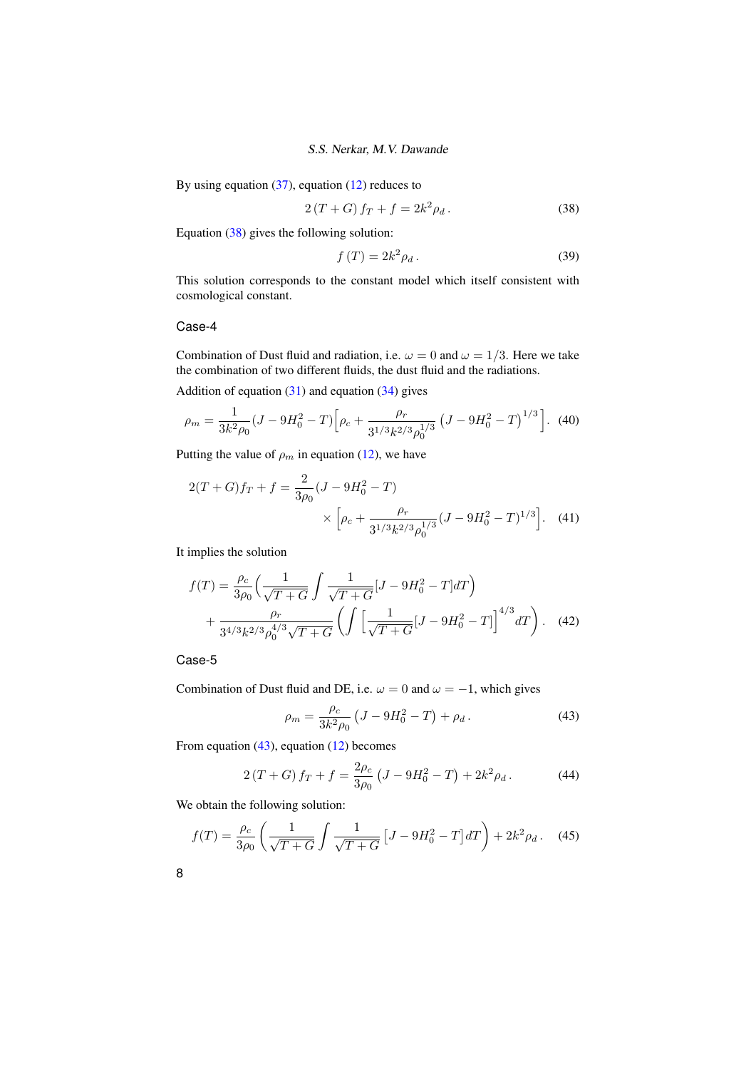By using equation (37), equation (12) reduces to

$$2\left(T+G\right)f_T+f=2k^2\rho_d\,. \tag{38}$$

Equation (38) gives the following solution:

$$f\left(T\right)=2k^2\rho_d\,. \tag{39}$$

This solution corresponds to the constant model which itself consistent with cosmological constant.

### Case-4

Combination of Dust fluid and radiation, i.e. $\omega=0$ and $\omega=1/3$. Here we take the combination of two different fluids, the dust fluid and the radiations.

Addition of equation (31) and equation (34) gives

$$\rho_m=\frac{1}{3k^2\rho_0}(J-9H_0^2-T)\Big[\rho_c+\frac{\rho_r}{3^{1/3}k^{2/3}\rho_0^{1/3}}\left(J-9H_0^2-T\right)^{1/3}\Big]. \tag{40}$$

Putting the value of $\rho_m$ in equation (12), we have

$$2(T+G)f_T+f=\frac{2}{3\rho_0}(J-9H_0^2-T)\times\Big[\rho_c+\frac{\rho_r}{3^{1/3}k^{2/3}\rho_0^{1/3}}(J-9H_0^2-T)^{1/3}\Big]. \tag{41}$$

It implies the solution

$$f(T)=\frac{\rho_c}{3\rho_0}\Big(\frac{1}{\sqrt{T+G}}\int\frac{1}{\sqrt{T+G}}[J-9H_0^2-T]dT\Big)+\frac{\rho_r}{3^{4/3}k^{2/3}\rho_0^{4/3}\sqrt{T+G}}\left(\int\Big[\frac{1}{\sqrt{T+G}}[J-9H_0^2-T]\Big]^{4/3}dT\right). \tag{42}$$

### Case-5

Combination of Dust fluid and DE, i.e. $\omega=0$ and $\omega=-1$, which gives

$$\rho_m=\frac{\rho_c}{3k^2\rho_0}\left(J-9H_0^2-T\right)+\rho_d\,. \tag{43}$$

From equation (43), equation (12) becomes

$$2\left(T+G\right)f_T+f=\frac{2\rho_c}{3\rho_0}\left(J-9H_0^2-T\right)+2k^2\rho_d\,. \tag{44}$$

We obtain the following solution:

$$f(T)=\frac{\rho_c}{3\rho_0}\left(\frac{1}{\sqrt{T+G}}\int\frac{1}{\sqrt{T+G}}\left[J-9H_0^2-T\right]dT\right)+2k^2\rho_d\,. \tag{45}$$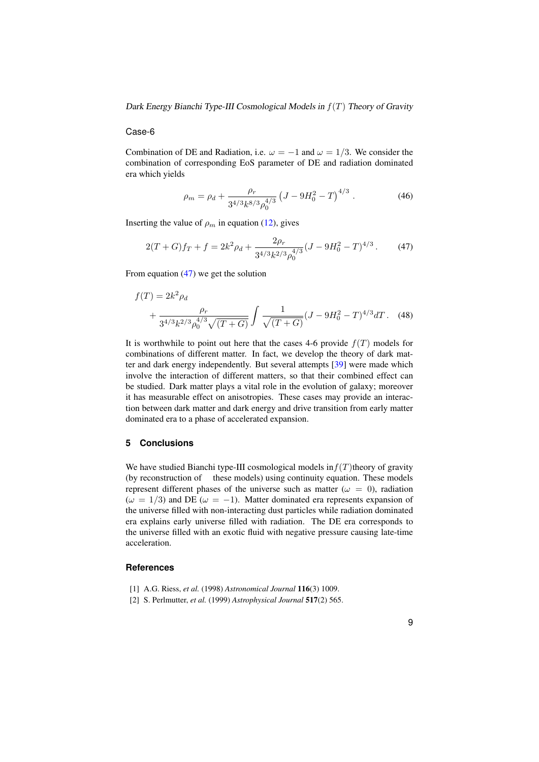Case-6

Combination of DE and Radiation, i.e. $\omega = -1$ and $\omega = 1/3$. We consider the combination of corresponding EoS parameter of DE and radiation dominated era which yields

$$\rho_m = \rho_d + \frac{\rho_r}{3^{4/3}k^{8/3}\rho_0^{4/3}}\left(J - 9H_0^2 - T\right)^{4/3}. \tag{46}$$

Inserting the value of $\rho_m$ in equation (12), gives

$$2(T+G)f_T + f = 2k^2\rho_d + \frac{2\rho_r}{3^{4/3}k^{2/3}\rho_0^{4/3}}(J - 9H_0^2 - T)^{4/3}. \tag{47}$$

From equation (47) we get the solution

$$f(T) = 2k^2\rho_d + \frac{\rho_r}{3^{4/3}k^{2/3}\rho_0^{4/3}\sqrt{(T+G)}}\int \frac{1}{\sqrt{(T+G)}}(J - 9H_0^2 - T)^{4/3}dT. \tag{48}$$

It is worthwhile to point out here that the cases 4-6 provide $f(T)$ models for combinations of different matter. In fact, we develop the theory of dark matter and dark energy independently. But several attempts [39] were made which involve the interaction of different matters, so that their combined effect can be studied. Dark matter plays a vital role in the evolution of galaxy; moreover it has measurable effect on anisotropies. These cases may provide an interaction between dark matter and dark energy and drive transition from early matter dominated era to a phase of accelerated expansion.

## 5 Conclusions

We have studied Bianchi type-III cosmological models in $f(T)$ theory of gravity (by reconstruction of these models) using continuity equation. These models represent different phases of the universe such as matter ($\omega = 0$), radiation ($\omega = 1/3$) and DE ($\omega = -1$). Matter dominated era represents expansion of the universe filled with non-interacting dust particles while radiation dominated era explains early universe filled with radiation. The DE era corresponds to the universe filled with an exotic fluid with negative pressure causing late-time acceleration.

## References

[1] A.G. Riess, *et al.* (1998) *Astronomical Journal* **116**(3) 1009.

[2] S. Perlmutter, *et al.* (1999) *Astrophysical Journal* **517**(2) 565.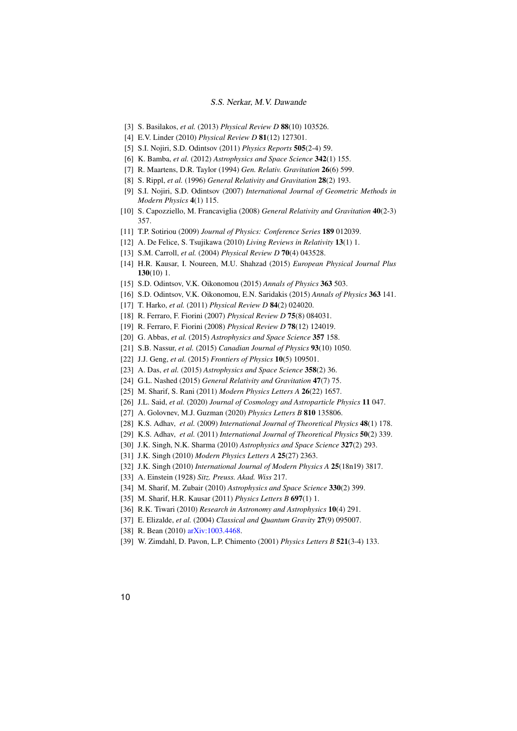[3] S. Basilakos, *et al.* (2013) *Physical Review D* **88**(10) 103526.

[4] E.V. Linder (2010) *Physical Review D* **81**(12) 127301.

[5] S.I. Nojiri, S.D. Odintsov (2011) *Physics Reports* **505**(2-4) 59.

[6] K. Bamba, *et al.* (2012) *Astrophysics and Space Science* **342**(1) 155.

[7] R. Maartens, D.R. Taylor (1994) *Gen. Relativ. Gravitation* **26**(6) 599.

[8] S. Rippl, *et al.* (1996) *General Relativity and Gravitation* **28**(2) 193.

[9] S.I. Nojiri, S.D. Odintsov (2007) *International Journal of Geometric Methods in Modern Physics* **4**(1) 115.

[10] S. Capozziello, M. Francaviglia (2008) *General Relativity and Gravitation* **40**(2-3) 357.

[11] T.P. Sotiriou (2009) *Journal of Physics: Conference Series* **189** 012039.

[12] A. De Felice, S. Tsujikawa (2010) *Living Reviews in Relativity* **13**(1) 1.

[13] S.M. Carroll, *et al.* (2004) *Physical Review D* **70**(4) 043528.

[14] H.R. Kausar, I. Noureen, M.U. Shahzad (2015) *European Physical Journal Plus* **130**(10) 1.

[15] S.D. Odintsov, V.K. Oikonomou (2015) *Annals of Physics* **363** 503.

[16] S.D. Odintsov, V.K. Oikonomou, E.N. Saridakis (2015) *Annals of Physics* **363** 141.

[17] T. Harko, *et al.* (2011) *Physical Review D* **84**(2) 024020.

[18] R. Ferraro, F. Fiorini (2007) *Physical Review D* **75**(8) 084031.

[19] R. Ferraro, F. Fiorini (2008) *Physical Review D* **78**(12) 124019.

[20] G. Abbas, *et al.* (2015) *Astrophysics and Space Science* **357** 158.

[21] S.B. Nassur, *et al.* (2015) *Canadian Journal of Physics* **93**(10) 1050.

[22] J.J. Geng, *et al.* (2015) *Frontiers of Physics* **10**(5) 109501.

[23] A. Das, *et al.* (2015) *Astrophysics and Space Science* **358**(2) 36.

[24] G.L. Nashed (2015) *General Relativity and Gravitation* **47**(7) 75.

[25] M. Sharif, S. Rani (2011) *Modern Physics Letters A* **26**(22) 1657.

[26] J.L. Said, *et al.* (2020) *Journal of Cosmology and Astroparticle Physics* **11** 047.

[27] A. Golovnev, M.J. Guzman (2020) *Physics Letters B* **810** 135806.

[28] K.S. Adhav, *et al.* (2009) *International Journal of Theoretical Physics* **48**(1) 178.

[29] K.S. Adhav, *et al.* (2011) *International Journal of Theoretical Physics* **50**(2) 339.

[30] J.K. Singh, N.K. Sharma (2010) *Astrophysics and Space Science* **327**(2) 293.

[31] J.K. Singh (2010) *Modern Physics Letters A* **25**(27) 2363.

[32] J.K. Singh (2010) *International Journal of Modern Physics A* **25**(18n19) 3817.

[33] A. Einstein (1928) *Sitz. Preuss. Akad. Wiss* 217.

[34] M. Sharif, M. Zubair (2010) *Astrophysics and Space Science* **330**(2) 399.

[35] M. Sharif, H.R. Kausar (2011) *Physics Letters B* **697**(1) 1.

[36] R.K. Tiwari (2010) *Research in Astronomy and Astrophysics* **10**(4) 291.

[37] E. Elizalde, *et al.* (2004) *Classical and Quantum Gravity* **27**(9) 095007.

[38] R. Bean (2010) arXiv:1003.4468.

[39] W. Zimdahl, D. Pavon, L.P. Chimento (2001) *Physics Letters B* **521**(3-4) 133.